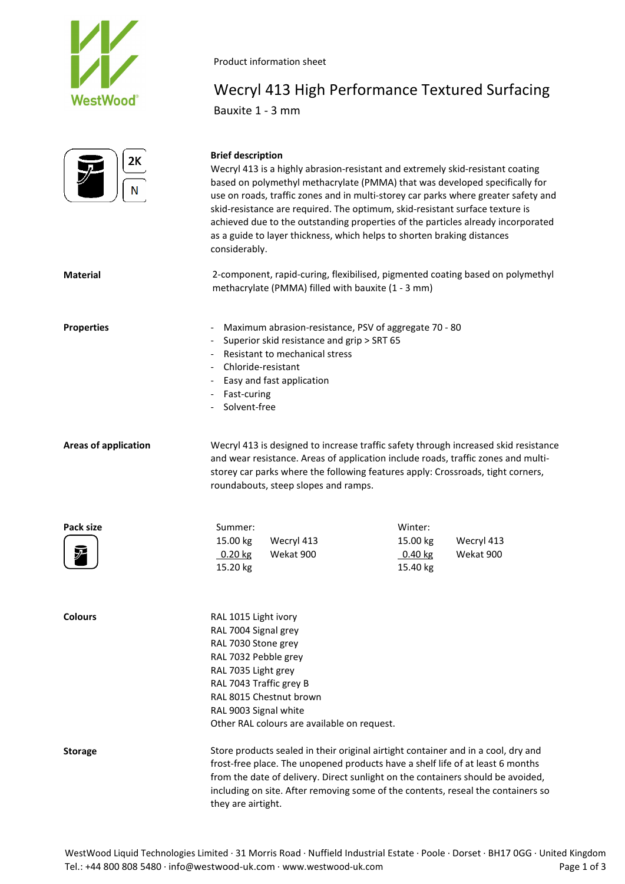Product information sheet

# Wecryl 413 High Performance Textured Surfacing

Bauxite 1 - 3 mm

2K

N

**Brief description**

Wecryl 413 is a highly abrasion-resistant and extremely skid-resistant coating based on polymethyl methacrylate (PMMA) that was developed specifically for use on roads, traffic zones and in multi-storey car parks where greater safety and skid-resistance are required. The optimum, skid-resistant surface texture is achieved due to the outstanding properties of the particles already incorporated as a guide to layer thickness, which helps to shorten braking distances considerably.

**Material**

2-component, rapid-curing, flexibilised, pigmented coating based on polymethyl methacrylate (PMMA) filled with bauxite (1 - 3 mm)

**Properties**

- Maximum abrasion-resistance, PSV of aggregate 70 - 80
- Superior skid resistance and grip > SRT 65
- Resistant to mechanical stress
- Chloride-resistant
- Easy and fast application
- Fast-curing
- Solvent-free

**Areas of application**

Wecryl 413 is designed to increase traffic safety through increased skid resistance and wear resistance. Areas of application include roads, traffic zones and multi-storey car parks where the following features apply: Crossroads, tight corners, roundabouts, steep slopes and ramps.

**Pack size**

| Summer: | | Winter: | |
|---|---|---|---|
| 15.00 kg | Wecryl 413 | 15.00 kg | Wecryl 413 |
| 0.20 kg | Wekat 900 | 0.40 kg | Wekat 900 |
| 15.20 kg | | 15.40 kg | |

**Colours**

RAL 1015 Light ivory
RAL 7004 Signal grey
RAL 7030 Stone grey
RAL 7032 Pebble grey
RAL 7035 Light grey
RAL 7043 Traffic grey B
RAL 8015 Chestnut brown
RAL 9003 Signal white
Other RAL colours are available on request.

**Storage**

Store products sealed in their original airtight container and in a cool, dry and frost-free place. The unopened products have a shelf life of at least 6 months from the date of delivery. Direct sunlight on the containers should be avoided, including on site. After removing some of the contents, reseal the containers so they are airtight.

WestWood Liquid Technologies Limited · 31 Morris Road · Nuffield Industrial Estate · Poole · Dorset · BH17 0GG · United Kingdom
Tel.: +44 800 808 5480 · info@westwood-uk.com · www.westwood-uk.com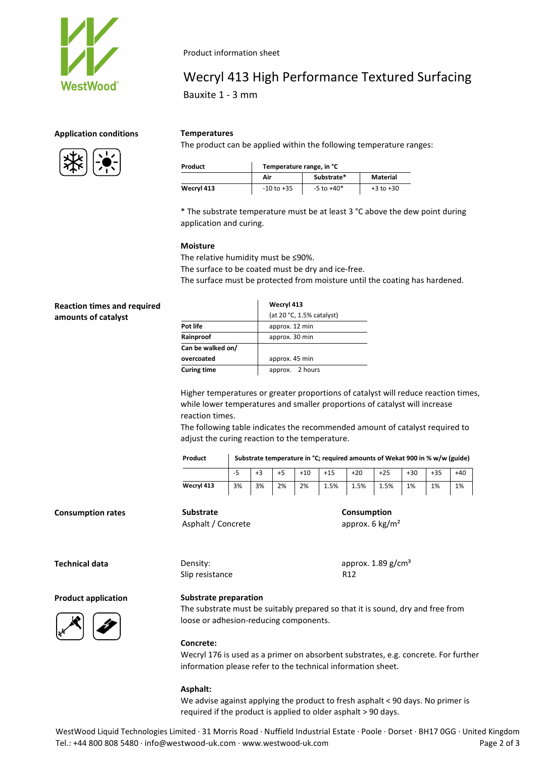Product information sheet

# Wecryl 413 High Performance Textured Surfacing

Bauxite 1 - 3 mm

## Application conditions

### Temperatures

The product can be applied within the following temperature ranges:

| Product | Temperature range, in °C | | |
|---|---|---|---|
| | Air | Substrate* | Material |
| Wecryl 413 | -10 to +35 | -5 to +40* | +3 to +30 |

* The substrate temperature must be at least 3 °C above the dew point during application and curing.

### Moisture

The relative humidity must be ≤90%.
The surface to be coated must be dry and ice-free.
The surface must be protected from moisture until the coating has hardened.

## Reaction times and required amounts of catalyst

| | Wecryl 413 (at 20 °C, 1.5% catalyst) |
|---|---|
| Pot life | approx. 12 min |
| Rainproof | approx. 30 min |
| Can be walked on/ overcoated | approx. 45 min |
| Curing time | approx. 2 hours |

Higher temperatures or greater proportions of catalyst will reduce reaction times, while lower temperatures and smaller proportions of catalyst will increase reaction times.
The following table indicates the recommended amount of catalyst required to adjust the curing reaction to the temperature.

| Product | Substrate temperature in °C; required amounts of Wekat 900 in % w/w (guide) | | | | | | | | | |
|---|---|---|---|---|---|---|---|---|---|---|
| | -5 | +3 | +5 | +10 | +15 | +20 | +25 | +30 | +35 | +40 |
| Wecryl 413 | 3% | 3% | 2% | 2% | 1.5% | 1.5% | 1.5% | 1% | 1% | 1% |

## Consumption rates

| Substrate | Consumption |
|---|---|
| Asphalt / Concrete | approx. 6 kg/m² |

## Technical data

| | |
|---|---|
| Density: | approx. 1.89 g/cm³ |
| Slip resistance | R12 |

## Product application

### Substrate preparation

The substrate must be suitably prepared so that it is sound, dry and free from loose or adhesion-reducing components.

**Concrete:**

Wecryl 176 is used as a primer on absorbent substrates, e.g. concrete. For further information please refer to the technical information sheet.

**Asphalt:**

We advise against applying the product to fresh asphalt < 90 days. No primer is required if the product is applied to older asphalt > 90 days.

WestWood Liquid Technologies Limited · 31 Morris Road · Nuffield Industrial Estate · Poole · Dorset · BH17 0GG · United Kingdom
Tel.: +44 800 808 5480 · info@westwood-uk.com · www.westwood-uk.com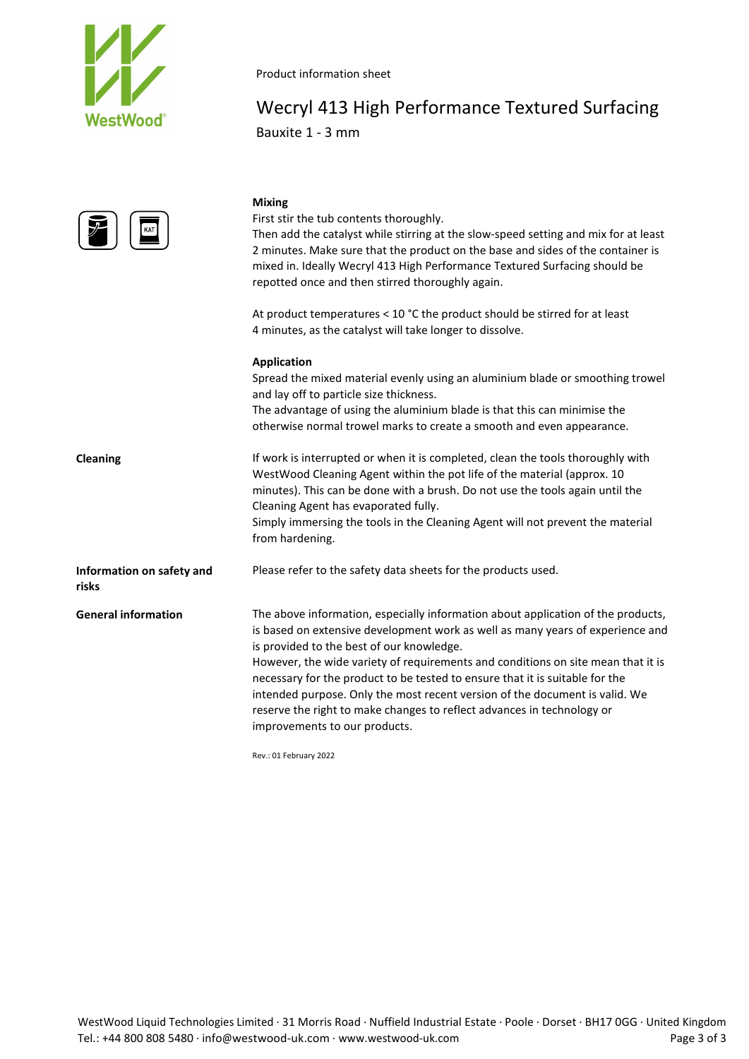Product information sheet

# Wecryl 413 High Performance Textured Surfacing

Bauxite 1 - 3 mm

**Mixing**

First stir the tub contents thoroughly.
Then add the catalyst while stirring at the slow-speed setting and mix for at least 2 minutes. Make sure that the product on the base and sides of the container is mixed in. Ideally Wecryl 413 High Performance Textured Surfacing should be repotted once and then stirred thoroughly again.

At product temperatures < 10 °C the product should be stirred for at least 4 minutes, as the catalyst will take longer to dissolve.

**Application**

Spread the mixed material evenly using an aluminium blade or smoothing trowel and lay off to particle size thickness.
The advantage of using the aluminium blade is that this can minimise the otherwise normal trowel marks to create a smooth and even appearance.

**Cleaning**

If work is interrupted or when it is completed, clean the tools thoroughly with WestWood Cleaning Agent within the pot life of the material (approx. 10 minutes). This can be done with a brush. Do not use the tools again until the Cleaning Agent has evaporated fully.
Simply immersing the tools in the Cleaning Agent will not prevent the material from hardening.

**Information on safety and risks**

Please refer to the safety data sheets for the products used.

**General information**

The above information, especially information about application of the products, is based on extensive development work as well as many years of experience and is provided to the best of our knowledge.
However, the wide variety of requirements and conditions on site mean that it is necessary for the product to be tested to ensure that it is suitable for the intended purpose. Only the most recent version of the document is valid. We reserve the right to make changes to reflect advances in technology or improvements to our products.

Rev.: 01 February 2022

WestWood Liquid Technologies Limited · 31 Morris Road · Nuffield Industrial Estate · Poole · Dorset · BH17 0GG · United Kingdom
Tel.: +44 800 808 5480 · info@westwood-uk.com · www.westwood-uk.com